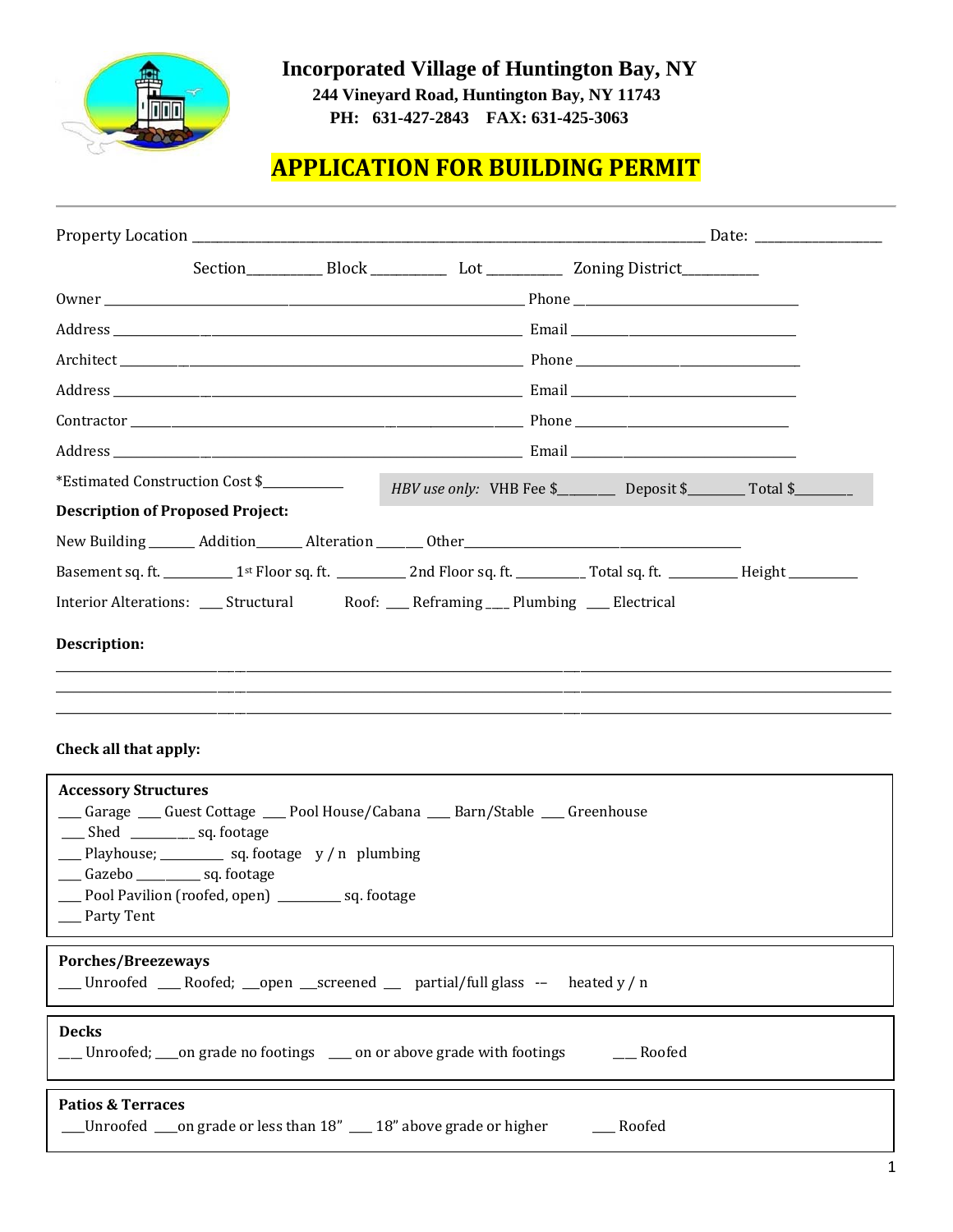# Incorporated Village of Huntington Bay, NY

**244 Vineyard Road, Huntington Bay, NY 11743**

**PH: 631-427-2843 FAX: 631-425-3063**

## APPLICATION FOR BUILDING PERMIT

Property Location ______________________________________________________________ Date: ________________

Section__________ Block __________ Lot __________ Zoning District__________

Owner ______________________________________________________ Phone ______________________________

Address _____________________________________________________ Email ______________________________

Architect ____________________________________________________ Phone ______________________________

Address _____________________________________________________ Email ______________________________

Contractor ___________________________________________________ Phone ______________________________

Address _____________________________________________________ Email ______________________________

*Estimated Construction Cost $___________

*HBV use only:* VHB Fee $_______ Deposit $________ Total $________

**Description of Proposed Project:**

New Building _______ Addition_______ Alteration _______ Other________________________________________

Basement sq. ft. __________ 1st Floor sq. ft. __________ 2nd Floor sq. ft. __________ Total sq. ft. __________ Height __________

Interior Alterations: ___ Structural Roof: ___ Reframing ___ Plumbing ___ Electrical

**Description:**

______________________________________________________________________________________________

______________________________________________________________________________________________

______________________________________________________________________________________________

**Check all that apply:**

**Accessory Structures**

___ Garage ___ Guest Cottage ___ Pool House/Cabana ___ Barn/Stable ___ Greenhouse

___ Shed _________ sq. footage

___ Playhouse; _________ sq. footage y / n plumbing

___ Gazebo _________ sq. footage

___ Pool Pavilion (roofed, open) _________ sq. footage

___ Party Tent

**Porches/Breezeways**

___ Unroofed ___ Roofed; ___open ___screened ___ partial/full glass -- heated y / n

**Decks**

___ Unroofed; ___on grade no footings ___ on or above grade with footings ___ Roofed

**Patios & Terraces**

___Unroofed ___on grade or less than 18" ___ 18" above grade or higher ___ Roofed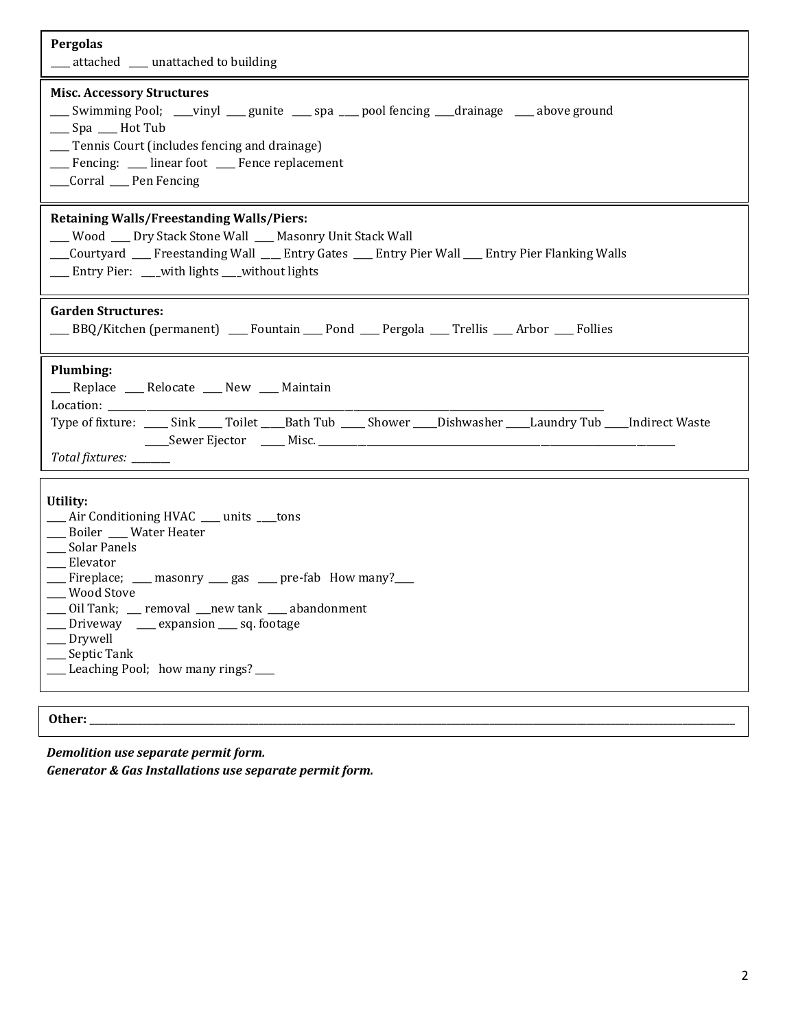**Pergolas**

____ attached ____ unattached to building

**Misc. Accessory Structures**

____ Swimming Pool; ____vinyl ____ gunite ____ spa ____ pool fencing ____drainage ____ above ground
____ Spa ____ Hot Tub
____ Tennis Court (includes fencing and drainage)
____ Fencing: ____ linear foot ____ Fence replacement
____Corral ____ Pen Fencing

**Retaining Walls/Freestanding Walls/Piers:**

____ Wood ____ Dry Stack Stone Wall ____ Masonry Unit Stack Wall
____Courtyard ____ Freestanding Wall ____ Entry Gates ____ Entry Pier Wall ____ Entry Pier Flanking Walls
____ Entry Pier: ____with lights ____without lights

**Garden Structures:**

____ BBQ/Kitchen (permanent) ____ Fountain ____ Pond ____ Pergola ____ Trellis ____ Arbor ____ Follies

**Plumbing:**

____ Replace ____ Relocate ____ New ____ Maintain
Location: ____________________________________________________________________________________________
Type of fixture: _____ Sink _____ Toilet _____Bath Tub _____ Shower _____Dishwasher _____Laundry Tub _____Indirect Waste
_____Sewer Ejector _____ Misc. ____________________________________________________________________________
*Total fixtures:* ________

**Utility:**

____ Air Conditioning HVAC ____ units ____tons
____ Boiler ____ Water Heater
____ Solar Panels
____ Elevator
____ Fireplace; ____ masonry ____ gas ____ pre-fab How many?____
____ Wood Stove
____ Oil Tank; ___ removal ___new tank ____ abandonment
____ Driveway ____ expansion ____ sq. footage
____ Drywell
____ Septic Tank
____ Leaching Pool; how many rings? ____

**Other: ________________________________________________________________________________________________________**

***Demolition use separate permit form.***
***Generator & Gas Installations use separate permit form.***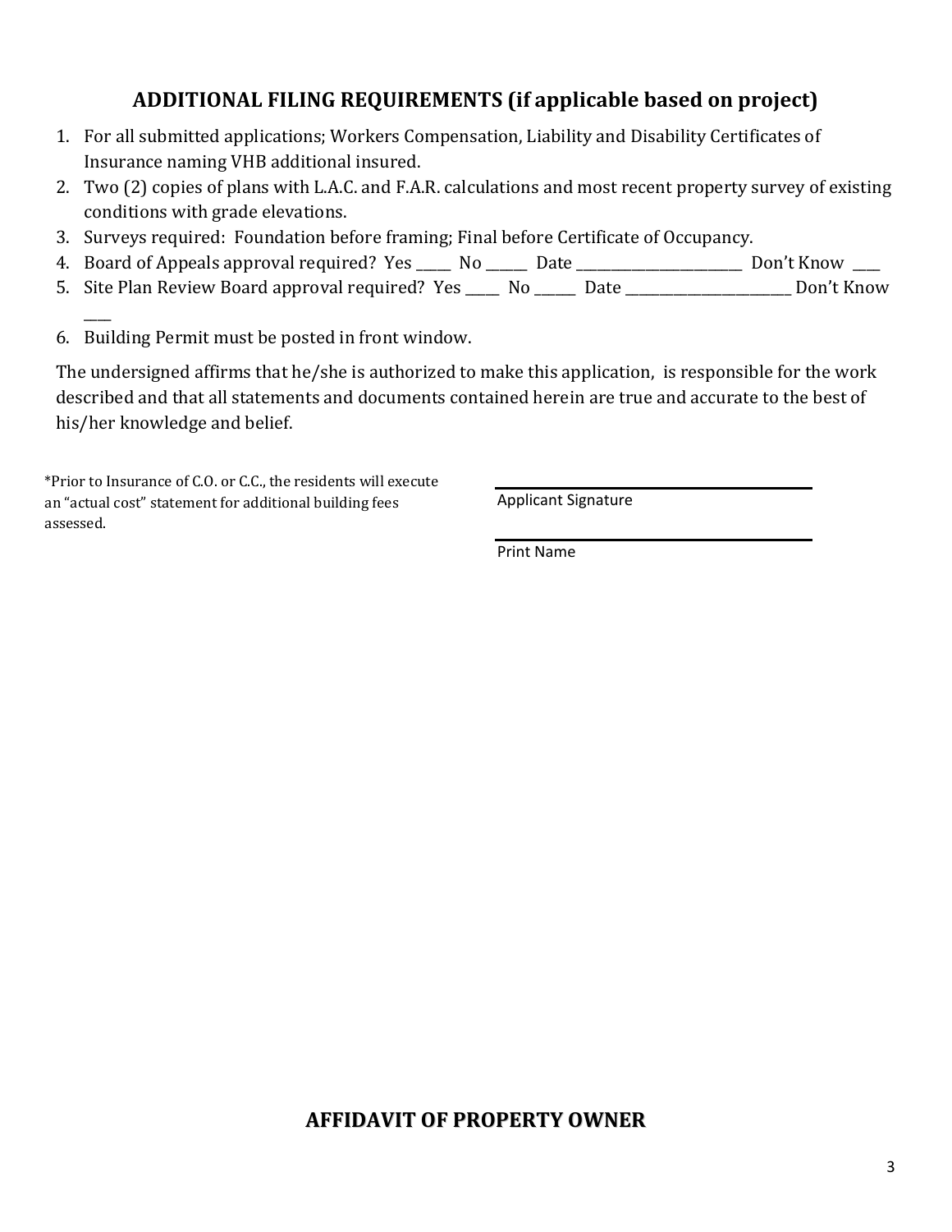## ADDITIONAL FILING REQUIREMENTS (if applicable based on project)

1. For all submitted applications; Workers Compensation, Liability and Disability Certificates of Insurance naming VHB additional insured.
2. Two (2) copies of plans with L.A.C. and F.A.R. calculations and most recent property survey of existing conditions with grade elevations.
3. Surveys required: Foundation before framing; Final before Certificate of Occupancy.
4. Board of Appeals approval required? Yes _____ No ______ Date ________________________ Don't Know ____
5. Site Plan Review Board approval required? Yes _____ No ______ Date ________________________ Don't Know ____
6. Building Permit must be posted in front window.

The undersigned affirms that he/she is authorized to make this application, is responsible for the work described and that all statements and documents contained herein are true and accurate to the best of his/her knowledge and belief.

*Prior to Insurance of C.O. or C.C., the residents will execute an "actual cost" statement for additional building fees assessed.

______________________________
Applicant Signature

______________________________
Print Name

## AFFIDAVIT OF PROPERTY OWNER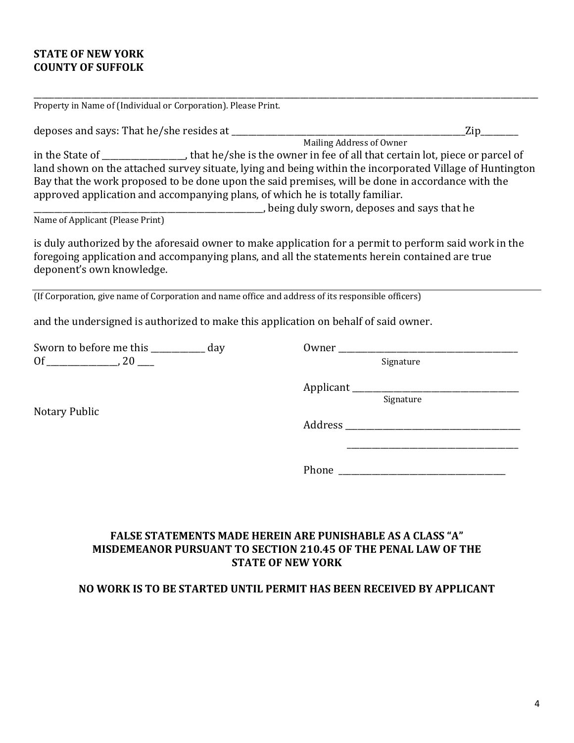**STATE OF NEW YORK**
**COUNTY OF SUFFOLK**

______________________________________________________________________________
Property in Name of (Individual or Corporation). Please Print.

deposes and says: That he/she resides at ________________________________________Zip________
Mailing Address of Owner

in the State of _______________, that he/she is the owner in fee of all that certain lot, piece or parcel of land shown on the attached survey situate, lying and being within the incorporated Village of Huntington Bay that the work proposed to be done upon the said premises, will be done in accordance with the approved application and accompanying plans, of which he is totally familiar.

_____________________________________, being duly sworn, deposes and says that he
Name of Applicant (Please Print)

is duly authorized by the aforesaid owner to make application for a permit to perform said work in the foregoing application and accompanying plans, and all the statements herein contained are true deponent's own knowledge.

______________________________________________________________________________
(If Corporation, give name of Corporation and name office and address of its responsible officers)

and the undersigned is authorized to make this application on behalf of said owner.

Sworn to before me this __________ day
Of _____________, 20 ___

Notary Public

Owner ________________________________
Signature

Applicant ______________________________
Signature

Address _______________________________
_______________________________

Phone _______________________________

**FALSE STATEMENTS MADE HEREIN ARE PUNISHABLE AS A CLASS "A" MISDEMEANOR PURSUANT TO SECTION 210.45 OF THE PENAL LAW OF THE STATE OF NEW YORK**

**NO WORK IS TO BE STARTED UNTIL PERMIT HAS BEEN RECEIVED BY APPLICANT**